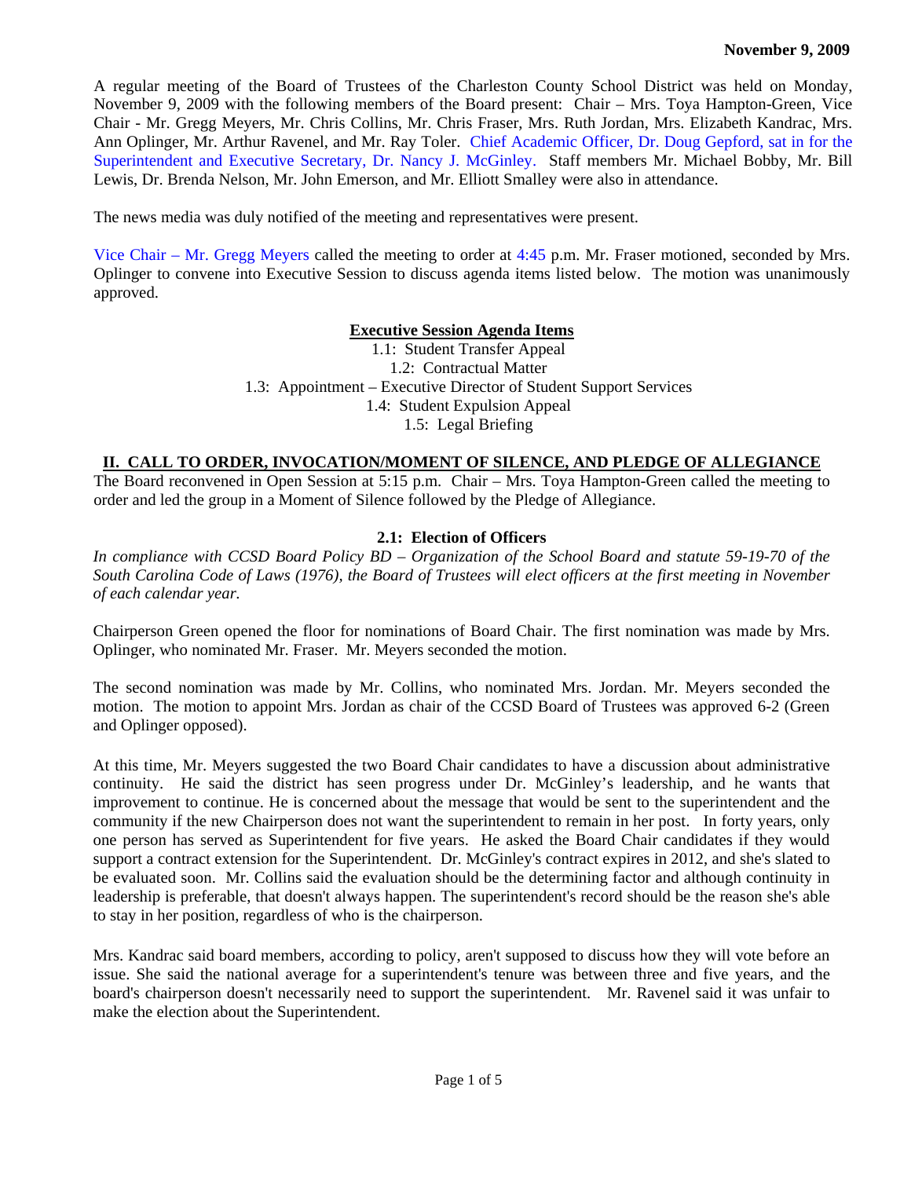**November 9, 2009**

A regular meeting of the Board of Trustees of the Charleston County School District was held on Monday, November 9, 2009 with the following members of the Board present: Chair – Mrs. Toya Hampton-Green, Vice Chair - Mr. Gregg Meyers, Mr. Chris Collins, Mr. Chris Fraser, Mrs. Ruth Jordan, Mrs. Elizabeth Kandrac, Mrs. Ann Oplinger, Mr. Arthur Ravenel, and Mr. Ray Toler. Chief Academic Officer, Dr. Doug Gepford, sat in for the Superintendent and Executive Secretary, Dr. Nancy J. McGinley. Staff members Mr. Michael Bobby, Mr. Bill Lewis, Dr. Brenda Nelson, Mr. John Emerson, and Mr. Elliott Smalley were also in attendance.

The news media was duly notified of the meeting and representatives were present.

Vice Chair – Mr. Gregg Meyers called the meeting to order at 4:45 p.m. Mr. Fraser motioned, seconded by Mrs. Oplinger to convene into Executive Session to discuss agenda items listed below. The motion was unanimously approved.

**Executive Session Agenda Items**

1.1: Student Transfer Appeal
1.2: Contractual Matter
1.3: Appointment – Executive Director of Student Support Services
1.4: Student Expulsion Appeal
1.5: Legal Briefing

## II. CALL TO ORDER, INVOCATION/MOMENT OF SILENCE, AND PLEDGE OF ALLEGIANCE

The Board reconvened in Open Session at 5:15 p.m. Chair – Mrs. Toya Hampton-Green called the meeting to order and led the group in a Moment of Silence followed by the Pledge of Allegiance.

### 2.1: Election of Officers

*In compliance with CCSD Board Policy BD – Organization of the School Board and statute 59-19-70 of the South Carolina Code of Laws (1976), the Board of Trustees will elect officers at the first meeting in November of each calendar year.*

Chairperson Green opened the floor for nominations of Board Chair. The first nomination was made by Mrs. Oplinger, who nominated Mr. Fraser. Mr. Meyers seconded the motion.

The second nomination was made by Mr. Collins, who nominated Mrs. Jordan. Mr. Meyers seconded the motion. The motion to appoint Mrs. Jordan as chair of the CCSD Board of Trustees was approved 6-2 (Green and Oplinger opposed).

At this time, Mr. Meyers suggested the two Board Chair candidates to have a discussion about administrative continuity. He said the district has seen progress under Dr. McGinley's leadership, and he wants that improvement to continue. He is concerned about the message that would be sent to the superintendent and the community if the new Chairperson does not want the superintendent to remain in her post. In forty years, only one person has served as Superintendent for five years. He asked the Board Chair candidates if they would support a contract extension for the Superintendent. Dr. McGinley's contract expires in 2012, and she's slated to be evaluated soon. Mr. Collins said the evaluation should be the determining factor and although continuity in leadership is preferable, that doesn't always happen. The superintendent's record should be the reason she's able to stay in her position, regardless of who is the chairperson.

Mrs. Kandrac said board members, according to policy, aren't supposed to discuss how they will vote before an issue. She said the national average for a superintendent's tenure was between three and five years, and the board's chairperson doesn't necessarily need to support the superintendent. Mr. Ravenel said it was unfair to make the election about the Superintendent.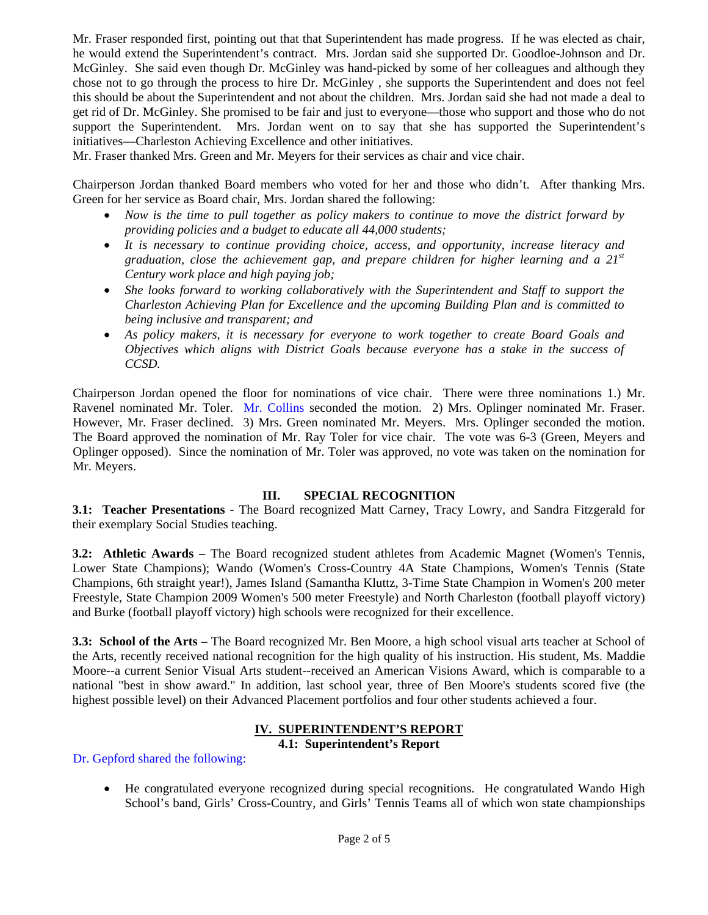Mr. Fraser responded first, pointing out that that Superintendent has made progress. If he was elected as chair, he would extend the Superintendent's contract. Mrs. Jordan said she supported Dr. Goodloe-Johnson and Dr. McGinley. She said even though Dr. McGinley was hand-picked by some of her colleagues and although they chose not to go through the process to hire Dr. McGinley , she supports the Superintendent and does not feel this should be about the Superintendent and not about the children. Mrs. Jordan said she had not made a deal to get rid of Dr. McGinley. She promised to be fair and just to everyone—those who support and those who do not support the Superintendent. Mrs. Jordan went on to say that she has supported the Superintendent's initiatives—Charleston Achieving Excellence and other initiatives.

Mr. Fraser thanked Mrs. Green and Mr. Meyers for their services as chair and vice chair.

Chairperson Jordan thanked Board members who voted for her and those who didn't. After thanking Mrs. Green for her service as Board chair, Mrs. Jordan shared the following:

- *Now is the time to pull together as policy makers to continue to move the district forward by providing policies and a budget to educate all 44,000 students;*
- *It is necessary to continue providing choice, access, and opportunity, increase literacy and graduation, close the achievement gap, and prepare children for higher learning and a 21st Century work place and high paying job;*
- *She looks forward to working collaboratively with the Superintendent and Staff to support the Charleston Achieving Plan for Excellence and the upcoming Building Plan and is committed to being inclusive and transparent; and*
- *As policy makers, it is necessary for everyone to work together to create Board Goals and Objectives which aligns with District Goals because everyone has a stake in the success of CCSD.*

Chairperson Jordan opened the floor for nominations of vice chair. There were three nominations 1.) Mr. Ravenel nominated Mr. Toler. Mr. Collins seconded the motion. 2) Mrs. Oplinger nominated Mr. Fraser. However, Mr. Fraser declined. 3) Mrs. Green nominated Mr. Meyers. Mrs. Oplinger seconded the motion. The Board approved the nomination of Mr. Ray Toler for vice chair. The vote was 6-3 (Green, Meyers and Oplinger opposed). Since the nomination of Mr. Toler was approved, no vote was taken on the nomination for Mr. Meyers.

## III. SPECIAL RECOGNITION

**3.1: Teacher Presentations -** The Board recognized Matt Carney, Tracy Lowry, and Sandra Fitzgerald for their exemplary Social Studies teaching.

**3.2: Athletic Awards –** The Board recognized student athletes from Academic Magnet (Women's Tennis, Lower State Champions); Wando (Women's Cross-Country 4A State Champions, Women's Tennis (State Champions, 6th straight year!), James Island (Samantha Kluttz, 3-Time State Champion in Women's 200 meter Freestyle, State Champion 2009 Women's 500 meter Freestyle) and North Charleston (football playoff victory) and Burke (football playoff victory) high schools were recognized for their excellence.

**3.3: School of the Arts –** The Board recognized Mr. Ben Moore, a high school visual arts teacher at School of the Arts, recently received national recognition for the high quality of his instruction. His student, Ms. Maddie Moore--a current Senior Visual Arts student--received an American Visions Award, which is comparable to a national "best in show award." In addition, last school year, three of Ben Moore's students scored five (the highest possible level) on their Advanced Placement portfolios and four other students achieved a four.

## IV. SUPERINTENDENT'S REPORT

### 4.1: Superintendent's Report

Dr. Gepford shared the following:

- He congratulated everyone recognized during special recognitions. He congratulated Wando High School's band, Girls' Cross-Country, and Girls' Tennis Teams all of which won state championships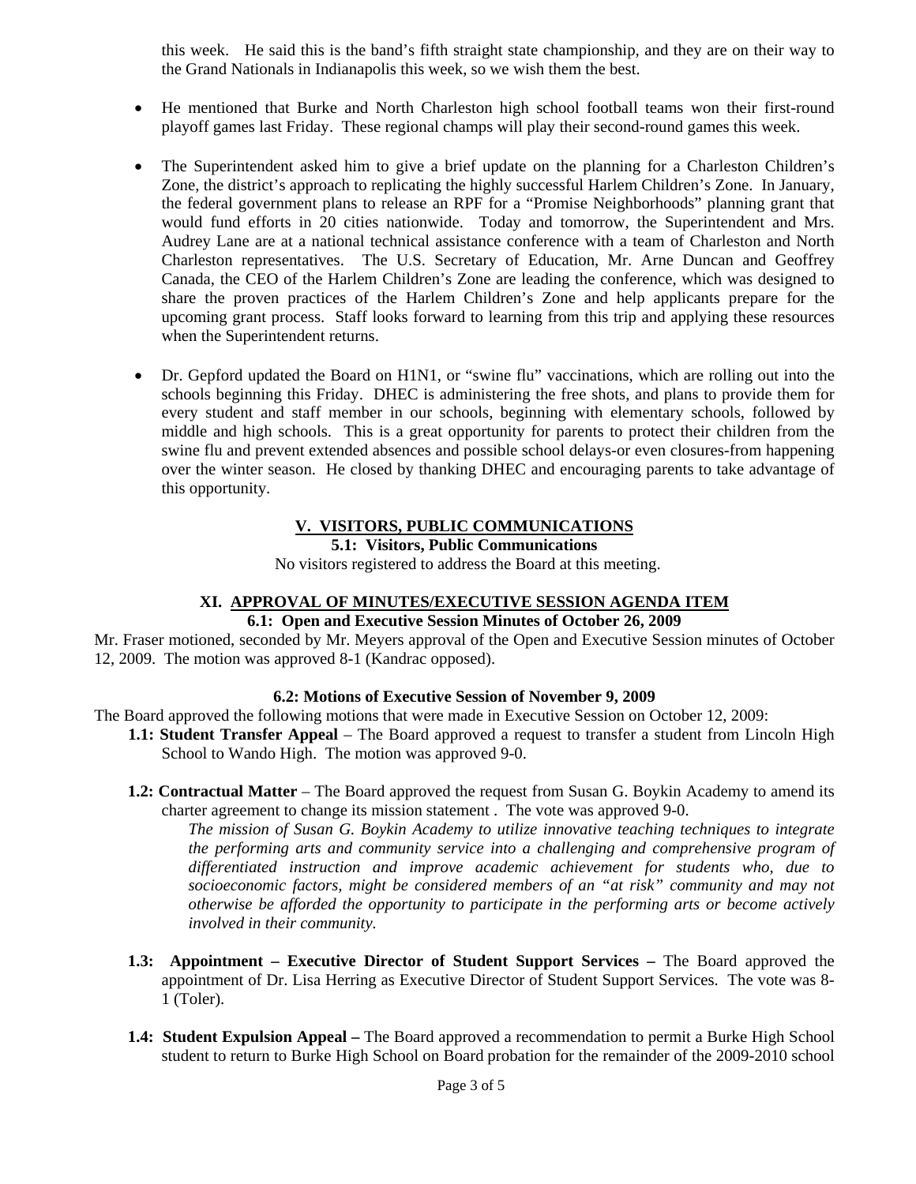this week. He said this is the band's fifth straight state championship, and they are on their way to the Grand Nationals in Indianapolis this week, so we wish them the best.

- He mentioned that Burke and North Charleston high school football teams won their first-round playoff games last Friday. These regional champs will play their second-round games this week.

- The Superintendent asked him to give a brief update on the planning for a Charleston Children's Zone, the district's approach to replicating the highly successful Harlem Children's Zone. In January, the federal government plans to release an RPF for a "Promise Neighborhoods" planning grant that would fund efforts in 20 cities nationwide. Today and tomorrow, the Superintendent and Mrs. Audrey Lane are at a national technical assistance conference with a team of Charleston and North Charleston representatives. The U.S. Secretary of Education, Mr. Arne Duncan and Geoffrey Canada, the CEO of the Harlem Children's Zone are leading the conference, which was designed to share the proven practices of the Harlem Children's Zone and help applicants prepare for the upcoming grant process. Staff looks forward to learning from this trip and applying these resources when the Superintendent returns.

- Dr. Gepford updated the Board on H1N1, or "swine flu" vaccinations, which are rolling out into the schools beginning this Friday. DHEC is administering the free shots, and plans to provide them for every student and staff member in our schools, beginning with elementary schools, followed by middle and high schools. This is a great opportunity for parents to protect their children from the swine flu and prevent extended absences and possible school delays-or even closures-from happening over the winter season. He closed by thanking DHEC and encouraging parents to take advantage of this opportunity.

## V. VISITORS, PUBLIC COMMUNICATIONS

**5.1: Visitors, Public Communications**

No visitors registered to address the Board at this meeting.

## XI. APPROVAL OF MINUTES/EXECUTIVE SESSION AGENDA ITEM

**6.1: Open and Executive Session Minutes of October 26, 2009**

Mr. Fraser motioned, seconded by Mr. Meyers approval of the Open and Executive Session minutes of October 12, 2009. The motion was approved 8-1 (Kandrac opposed).

**6.2: Motions of Executive Session of November 9, 2009**

The Board approved the following motions that were made in Executive Session on October 12, 2009:

**1.1: Student Transfer Appeal** – The Board approved a request to transfer a student from Lincoln High School to Wando High. The motion was approved 9-0.

**1.2: Contractual Matter** – The Board approved the request from Susan G. Boykin Academy to amend its charter agreement to change its mission statement . The vote was approved 9-0.

*The mission of Susan G. Boykin Academy to utilize innovative teaching techniques to integrate the performing arts and community service into a challenging and comprehensive program of differentiated instruction and improve academic achievement for students who, due to socioeconomic factors, might be considered members of an "at risk" community and may not otherwise be afforded the opportunity to participate in the performing arts or become actively involved in their community.*

**1.3: Appointment – Executive Director of Student Support Services –** The Board approved the appointment of Dr. Lisa Herring as Executive Director of Student Support Services. The vote was 8-1 (Toler).

**1.4: Student Expulsion Appeal –** The Board approved a recommendation to permit a Burke High School student to return to Burke High School on Board probation for the remainder of the 2009-2010 school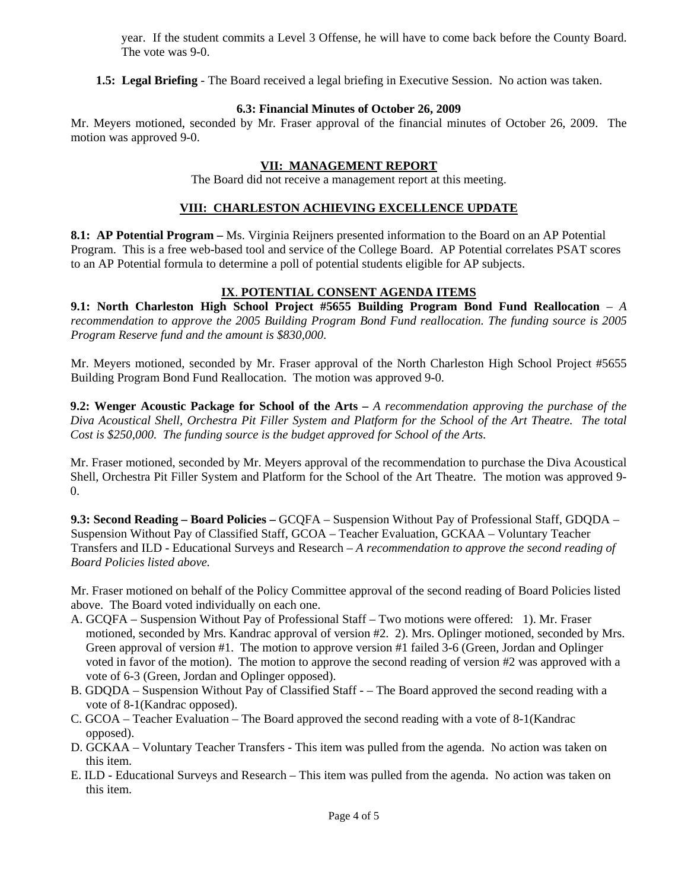year. If the student commits a Level 3 Offense, he will have to come back before the County Board. The vote was 9-0.

**1.5: Legal Briefing** - The Board received a legal briefing in Executive Session. No action was taken.

**6.3: Financial Minutes of October 26, 2009**

Mr. Meyers motioned, seconded by Mr. Fraser approval of the financial minutes of October 26, 2009. The motion was approved 9-0.

## VII: MANAGEMENT REPORT

The Board did not receive a management report at this meeting.

## VIII: CHARLESTON ACHIEVING EXCELLENCE UPDATE

**8.1: AP Potential Program –** Ms. Virginia Reijners presented information to the Board on an AP Potential Program. This is a free web-based tool and service of the College Board. AP Potential correlates PSAT scores to an AP Potential formula to determine a poll of potential students eligible for AP subjects.

## IX. POTENTIAL CONSENT AGENDA ITEMS

**9.1: North Charleston High School Project #5655 Building Program Bond Fund Reallocation** – *A recommendation to approve the 2005 Building Program Bond Fund reallocation. The funding source is 2005 Program Reserve fund and the amount is $830,000.*

Mr. Meyers motioned, seconded by Mr. Fraser approval of the North Charleston High School Project #5655 Building Program Bond Fund Reallocation. The motion was approved 9-0.

**9.2: Wenger Acoustic Package for School of the Arts –** *A recommendation approving the purchase of the Diva Acoustical Shell, Orchestra Pit Filler System and Platform for the School of the Art Theatre. The total Cost is $250,000. The funding source is the budget approved for School of the Arts.*

Mr. Fraser motioned, seconded by Mr. Meyers approval of the recommendation to purchase the Diva Acoustical Shell, Orchestra Pit Filler System and Platform for the School of the Art Theatre. The motion was approved 9-0.

**9.3: Second Reading – Board Policies –** GCQFA – Suspension Without Pay of Professional Staff, GDQDA – Suspension Without Pay of Classified Staff, GCOA – Teacher Evaluation, GCKAA – Voluntary Teacher Transfers and ILD - Educational Surveys and Research – *A recommendation to approve the second reading of Board Policies listed above.*

Mr. Fraser motioned on behalf of the Policy Committee approval of the second reading of Board Policies listed above. The Board voted individually on each one.

A. GCQFA – Suspension Without Pay of Professional Staff – Two motions were offered: 1). Mr. Fraser motioned, seconded by Mrs. Kandrac approval of version #2. 2). Mrs. Oplinger motioned, seconded by Mrs. Green approval of version #1. The motion to approve version #1 failed 3-6 (Green, Jordan and Oplinger voted in favor of the motion). The motion to approve the second reading of version #2 was approved with a vote of 6-3 (Green, Jordan and Oplinger opposed).
B. GDQDA – Suspension Without Pay of Classified Staff - – The Board approved the second reading with a vote of 8-1(Kandrac opposed).
C. GCOA – Teacher Evaluation – The Board approved the second reading with a vote of 8-1(Kandrac opposed).
D. GCKAA – Voluntary Teacher Transfers - This item was pulled from the agenda. No action was taken on this item.
E. ILD - Educational Surveys and Research – This item was pulled from the agenda. No action was taken on this item.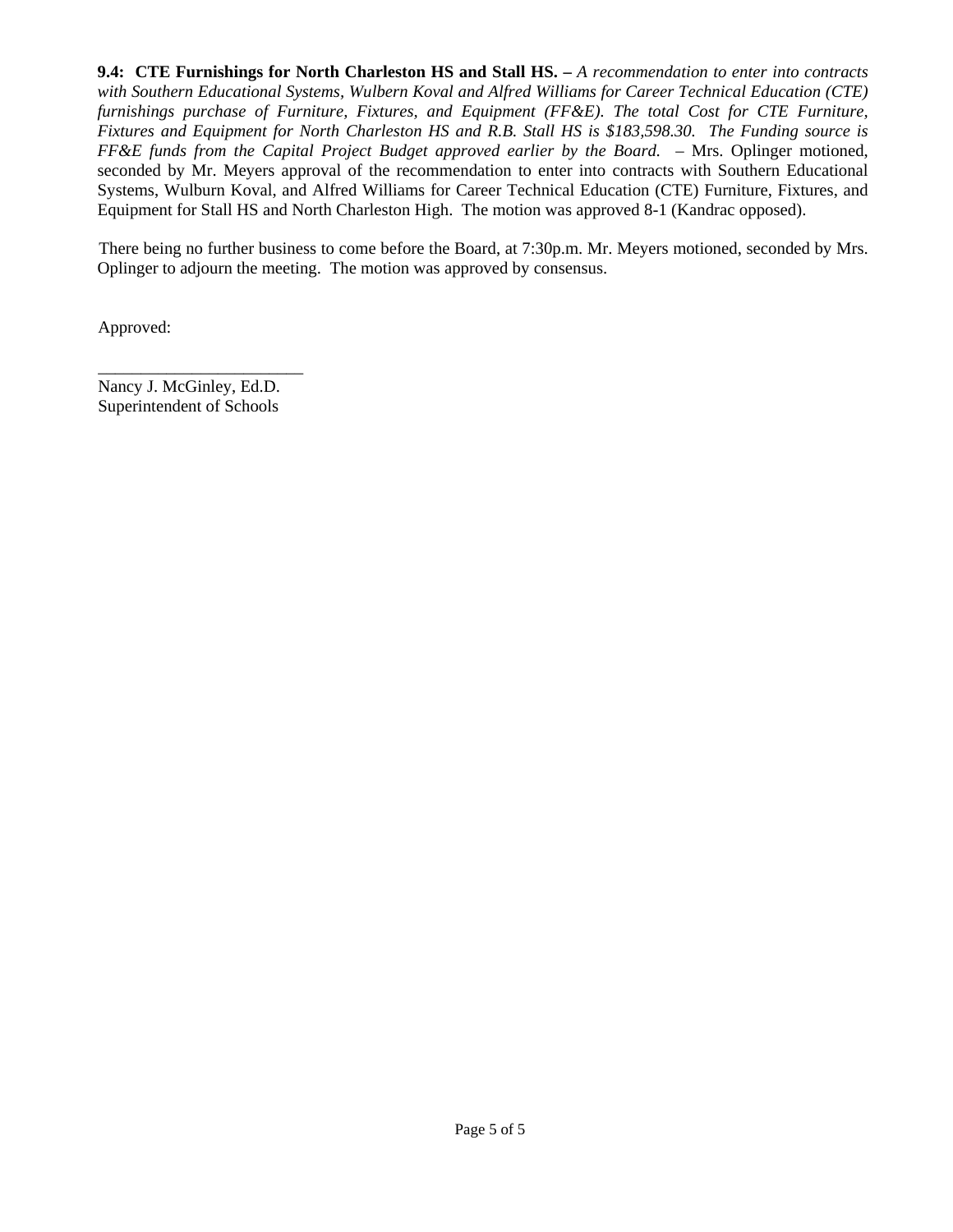**9.4: CTE Furnishings for North Charleston HS and Stall HS. –** *A recommendation to enter into contracts with Southern Educational Systems, Wulbern Koval and Alfred Williams for Career Technical Education (CTE) furnishings purchase of Furniture, Fixtures, and Equipment (FF&E). The total Cost for CTE Furniture, Fixtures and Equipment for North Charleston HS and R.B. Stall HS is $183,598.30. The Funding source is FF&E funds from the Capital Project Budget approved earlier by the Board.* – Mrs. Oplinger motioned, seconded by Mr. Meyers approval of the recommendation to enter into contracts with Southern Educational Systems, Wulburn Koval, and Alfred Williams for Career Technical Education (CTE) Furniture, Fixtures, and Equipment for Stall HS and North Charleston High. The motion was approved 8-1 (Kandrac opposed).

There being no further business to come before the Board, at 7:30p.m. Mr. Meyers motioned, seconded by Mrs. Oplinger to adjourn the meeting. The motion was approved by consensus.

Approved:

_________________________

Nancy J. McGinley, Ed.D.
Superintendent of Schools